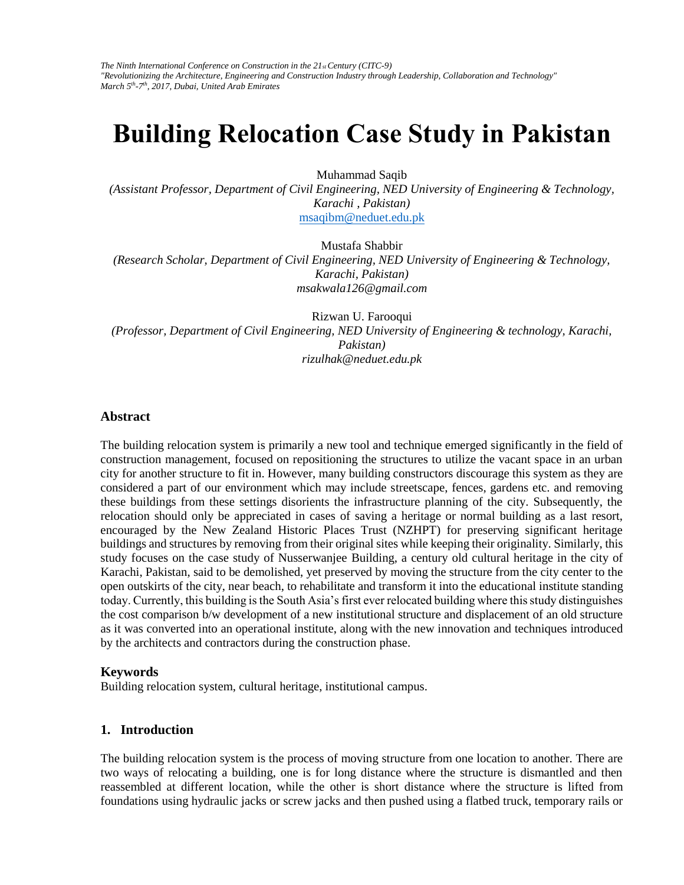*The Ninth International Conference on Construction in the 21st Century (CITC-9)*
*"Revolutionizing the Architecture, Engineering and Construction Industry through Leadership, Collaboration and Technology"*
*March 5th-7th, 2017, Dubai, United Arab Emirates*

# Building Relocation Case Study in Pakistan

Muhammad Saqib
*(Assistant Professor, Department of Civil Engineering, NED University of Engineering & Technology, Karachi , Pakistan)*
msaqibm@neduet.edu.pk

Mustafa Shabbir
*(Research Scholar, Department of Civil Engineering, NED University of Engineering & Technology, Karachi, Pakistan)*
*msakwala126@gmail.com*

Rizwan U. Farooqui
*(Professor, Department of Civil Engineering, NED University of Engineering & technology, Karachi, Pakistan)*
*rizulhak@neduet.edu.pk*

## Abstract

The building relocation system is primarily a new tool and technique emerged significantly in the field of construction management, focused on repositioning the structures to utilize the vacant space in an urban city for another structure to fit in. However, many building constructors discourage this system as they are considered a part of our environment which may include streetscape, fences, gardens etc. and removing these buildings from these settings disorients the infrastructure planning of the city. Subsequently, the relocation should only be appreciated in cases of saving a heritage or normal building as a last resort, encouraged by the New Zealand Historic Places Trust (NZHPT) for preserving significant heritage buildings and structures by removing from their original sites while keeping their originality. Similarly, this study focuses on the case study of Nusserwanjee Building, a century old cultural heritage in the city of Karachi, Pakistan, said to be demolished, yet preserved by moving the structure from the city center to the open outskirts of the city, near beach, to rehabilitate and transform it into the educational institute standing today. Currently, this building is the South Asia's first ever relocated building where this study distinguishes the cost comparison b/w development of a new institutional structure and displacement of an old structure as it was converted into an operational institute, along with the new innovation and techniques introduced by the architects and contractors during the construction phase.

### Keywords

Building relocation system, cultural heritage, institutional campus.

## 1. Introduction

The building relocation system is the process of moving structure from one location to another. There are two ways of relocating a building, one is for long distance where the structure is dismantled and then reassembled at different location, while the other is short distance where the structure is lifted from foundations using hydraulic jacks or screw jacks and then pushed using a flatbed truck, temporary rails or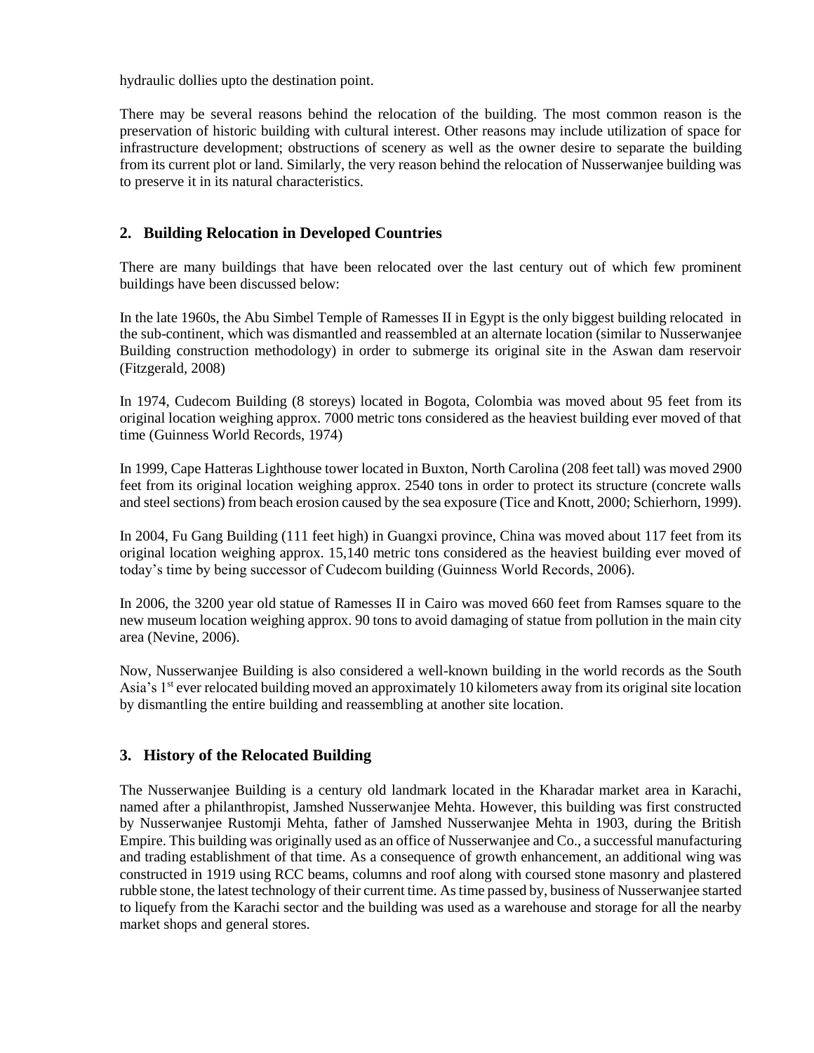hydraulic dollies upto the destination point.

There may be several reasons behind the relocation of the building. The most common reason is the preservation of historic building with cultural interest. Other reasons may include utilization of space for infrastructure development; obstructions of scenery as well as the owner desire to separate the building from its current plot or land. Similarly, the very reason behind the relocation of Nusserwanjee building was to preserve it in its natural characteristics.

## 2. Building Relocation in Developed Countries

There are many buildings that have been relocated over the last century out of which few prominent buildings have been discussed below:

In the late 1960s, the Abu Simbel Temple of Ramesses II in Egypt is the only biggest building relocated in the sub-continent, which was dismantled and reassembled at an alternate location (similar to Nusserwanjee Building construction methodology) in order to submerge its original site in the Aswan dam reservoir (Fitzgerald, 2008)

In 1974, Cudecom Building (8 storeys) located in Bogota, Colombia was moved about 95 feet from its original location weighing approx. 7000 metric tons considered as the heaviest building ever moved of that time (Guinness World Records, 1974)

In 1999, Cape Hatteras Lighthouse tower located in Buxton, North Carolina (208 feet tall) was moved 2900 feet from its original location weighing approx. 2540 tons in order to protect its structure (concrete walls and steel sections) from beach erosion caused by the sea exposure (Tice and Knott, 2000; Schierhorn, 1999).

In 2004, Fu Gang Building (111 feet high) in Guangxi province, China was moved about 117 feet from its original location weighing approx. 15,140 metric tons considered as the heaviest building ever moved of today's time by being successor of Cudecom building (Guinness World Records, 2006).

In 2006, the 3200 year old statue of Ramesses II in Cairo was moved 660 feet from Ramses square to the new museum location weighing approx. 90 tons to avoid damaging of statue from pollution in the main city area (Nevine, 2006).

Now, Nusserwanjee Building is also considered a well-known building in the world records as the South Asia's 1st ever relocated building moved an approximately 10 kilometers away from its original site location by dismantling the entire building and reassembling at another site location.

## 3. History of the Relocated Building

The Nusserwanjee Building is a century old landmark located in the Kharadar market area in Karachi, named after a philanthropist, Jamshed Nusserwanjee Mehta. However, this building was first constructed by Nusserwanjee Rustomji Mehta, father of Jamshed Nusserwanjee Mehta in 1903, during the British Empire. This building was originally used as an office of Nusserwanjee and Co., a successful manufacturing and trading establishment of that time. As a consequence of growth enhancement, an additional wing was constructed in 1919 using RCC beams, columns and roof along with coursed stone masonry and plastered rubble stone, the latest technology of their current time. As time passed by, business of Nusserwanjee started to liquefy from the Karachi sector and the building was used as a warehouse and storage for all the nearby market shops and general stores.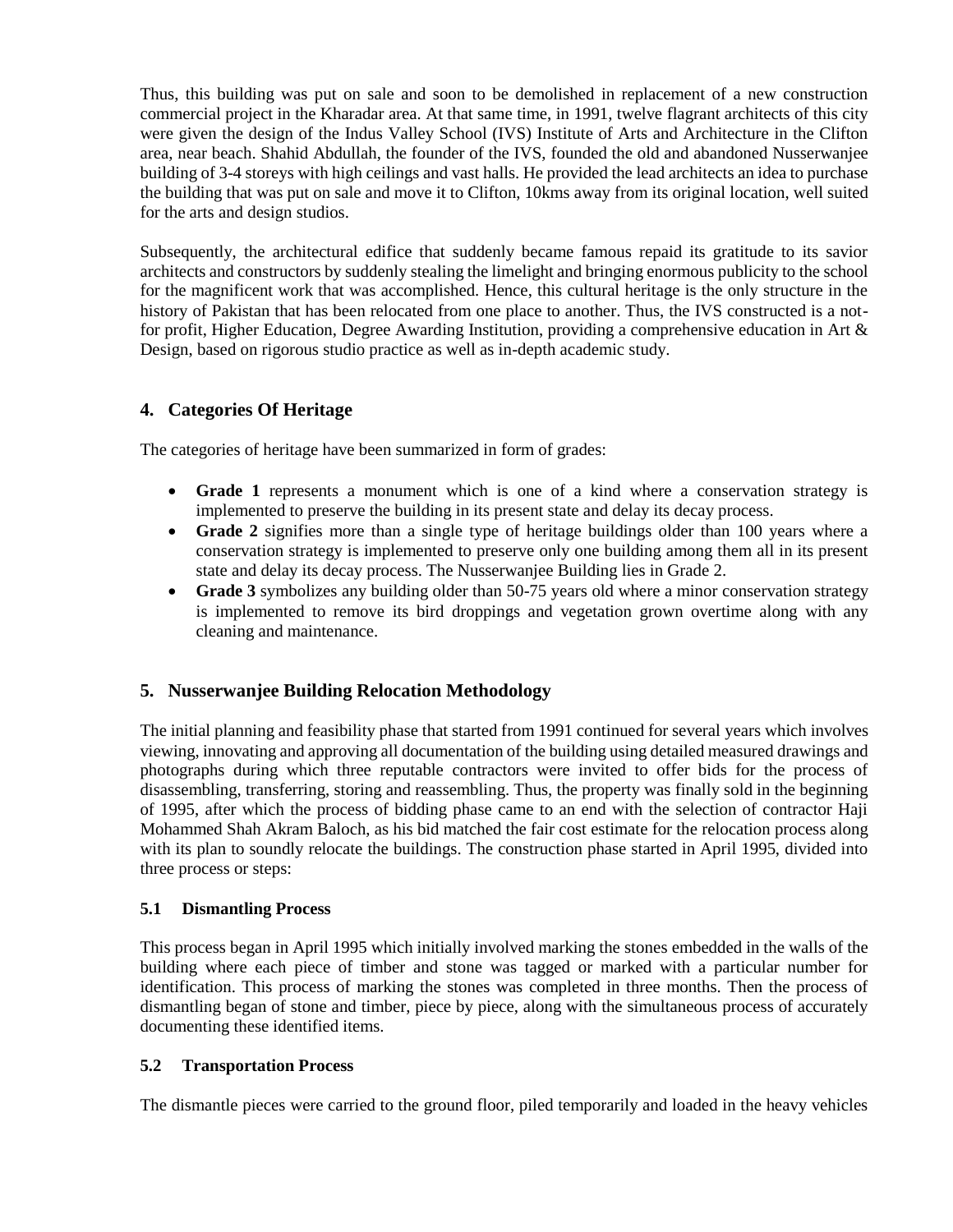Thus, this building was put on sale and soon to be demolished in replacement of a new construction commercial project in the Kharadar area. At that same time, in 1991, twelve flagrant architects of this city were given the design of the Indus Valley School (IVS) Institute of Arts and Architecture in the Clifton area, near beach. Shahid Abdullah, the founder of the IVS, founded the old and abandoned Nusserwanjee building of 3-4 storeys with high ceilings and vast halls. He provided the lead architects an idea to purchase the building that was put on sale and move it to Clifton, 10kms away from its original location, well suited for the arts and design studios.

Subsequently, the architectural edifice that suddenly became famous repaid its gratitude to its savior architects and constructors by suddenly stealing the limelight and bringing enormous publicity to the school for the magnificent work that was accomplished. Hence, this cultural heritage is the only structure in the history of Pakistan that has been relocated from one place to another. Thus, the IVS constructed is a not-for profit, Higher Education, Degree Awarding Institution, providing a comprehensive education in Art & Design, based on rigorous studio practice as well as in-depth academic study.

## 4. Categories Of Heritage

The categories of heritage have been summarized in form of grades:

- **Grade 1** represents a monument which is one of a kind where a conservation strategy is implemented to preserve the building in its present state and delay its decay process.
- **Grade 2** signifies more than a single type of heritage buildings older than 100 years where a conservation strategy is implemented to preserve only one building among them all in its present state and delay its decay process. The Nusserwanjee Building lies in Grade 2.
- **Grade 3** symbolizes any building older than 50-75 years old where a minor conservation strategy is implemented to remove its bird droppings and vegetation grown overtime along with any cleaning and maintenance.

## 5. Nusserwanjee Building Relocation Methodology

The initial planning and feasibility phase that started from 1991 continued for several years which involves viewing, innovating and approving all documentation of the building using detailed measured drawings and photographs during which three reputable contractors were invited to offer bids for the process of disassembling, transferring, storing and reassembling. Thus, the property was finally sold in the beginning of 1995, after which the process of bidding phase came to an end with the selection of contractor Haji Mohammed Shah Akram Baloch, as his bid matched the fair cost estimate for the relocation process along with its plan to soundly relocate the buildings. The construction phase started in April 1995, divided into three process or steps:

### 5.1 Dismantling Process

This process began in April 1995 which initially involved marking the stones embedded in the walls of the building where each piece of timber and stone was tagged or marked with a particular number for identification. This process of marking the stones was completed in three months. Then the process of dismantling began of stone and timber, piece by piece, along with the simultaneous process of accurately documenting these identified items.

### 5.2 Transportation Process

The dismantle pieces were carried to the ground floor, piled temporarily and loaded in the heavy vehicles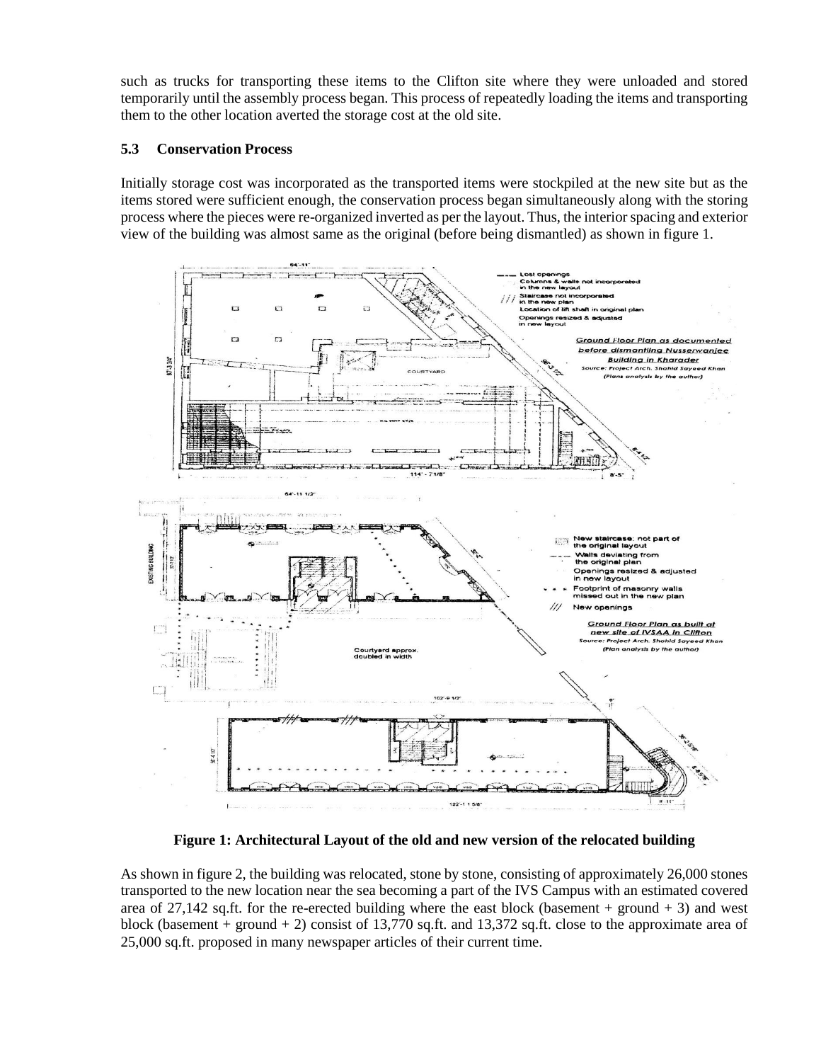such as trucks for transporting these items to the Clifton site where they were unloaded and stored temporarily until the assembly process began. This process of repeatedly loading the items and transporting them to the other location averted the storage cost at the old site.

### 5.3 Conservation Process

Initially storage cost was incorporated as the transported items were stockpiled at the new site but as the items stored were sufficient enough, the conservation process began simultaneously along with the storing process where the pieces were re-organized inverted as per the layout. Thus, the interior spacing and exterior view of the building was almost same as the original (before being dismantled) as shown in figure 1.

**Figure 1: Architectural Layout of the old and new version of the relocated building**

As shown in figure 2, the building was relocated, stone by stone, consisting of approximately 26,000 stones transported to the new location near the sea becoming a part of the IVS Campus with an estimated covered area of 27,142 sq.ft. for the re-erected building where the east block (basement + ground + 3) and west block (basement + ground + 2) consist of 13,770 sq.ft. and 13,372 sq.ft. close to the approximate area of 25,000 sq.ft. proposed in many newspaper articles of their current time.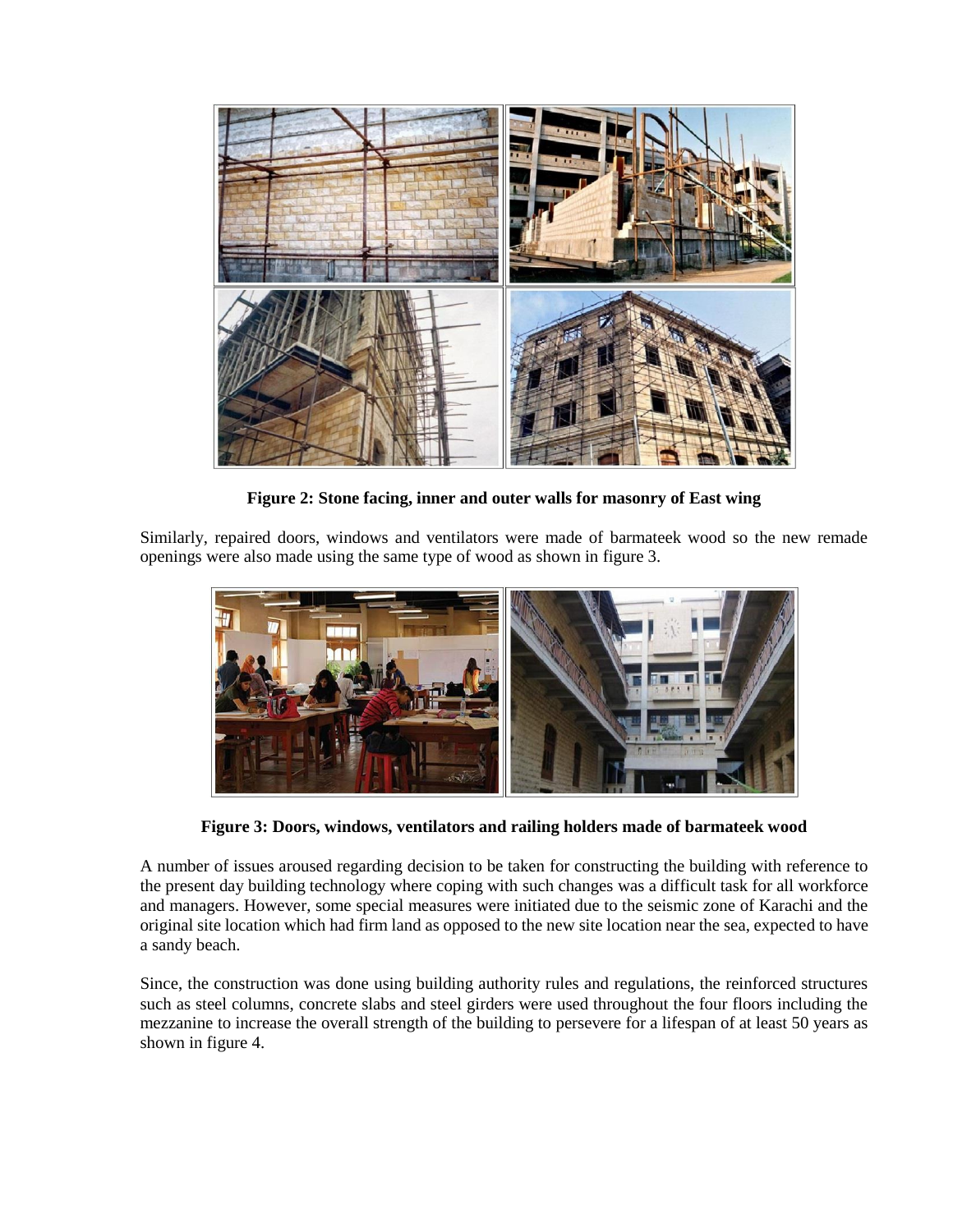**Figure 2: Stone facing, inner and outer walls for masonry of East wing**

Similarly, repaired doors, windows and ventilators were made of barmateek wood so the new remade openings were also made using the same type of wood as shown in figure 3.

**Figure 3: Doors, windows, ventilators and railing holders made of barmateek wood**

A number of issues aroused regarding decision to be taken for constructing the building with reference to the present day building technology where coping with such changes was a difficult task for all workforce and managers. However, some special measures were initiated due to the seismic zone of Karachi and the original site location which had firm land as opposed to the new site location near the sea, expected to have a sandy beach.

Since, the construction was done using building authority rules and regulations, the reinforced structures such as steel columns, concrete slabs and steel girders were used throughout the four floors including the mezzanine to increase the overall strength of the building to persevere for a lifespan of at least 50 years as shown in figure 4.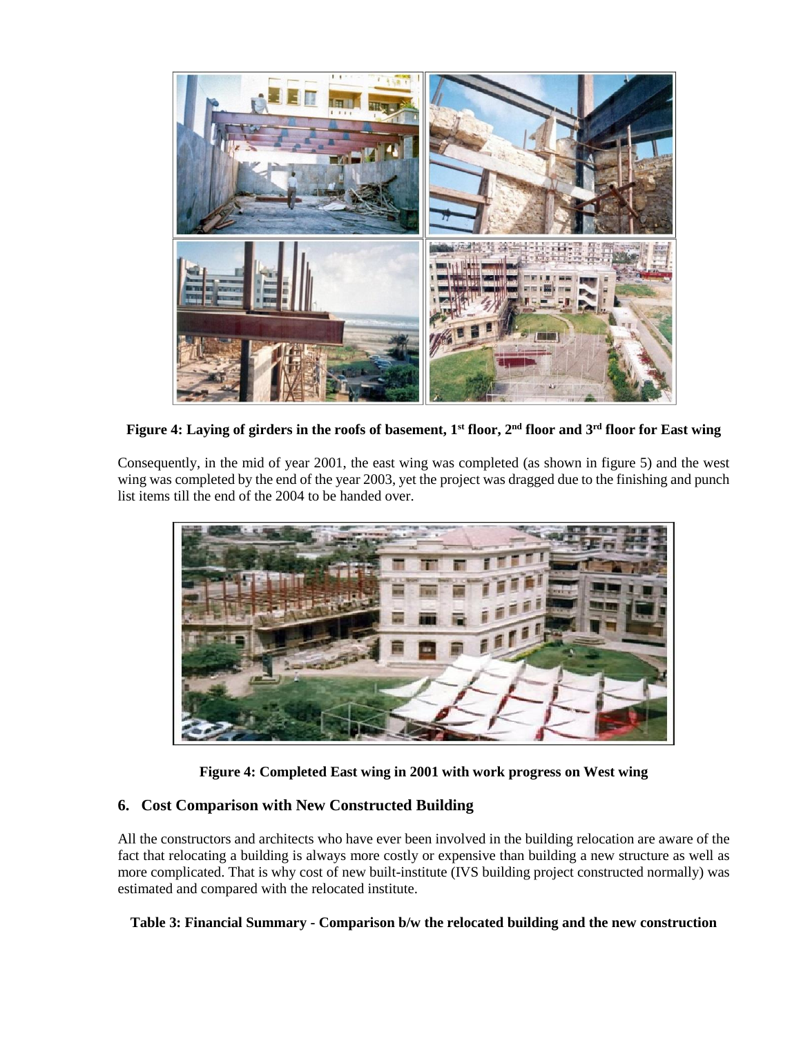**Figure 4: Laying of girders in the roofs of basement, 1st floor, 2nd floor and 3rd floor for East wing**

Consequently, in the mid of year 2001, the east wing was completed (as shown in figure 5) and the west wing was completed by the end of the year 2003, yet the project was dragged due to the finishing and punch list items till the end of the 2004 to be handed over.

**Figure 4: Completed East wing in 2001 with work progress on West wing**

## 6. Cost Comparison with New Constructed Building

All the constructors and architects who have ever been involved in the building relocation are aware of the fact that relocating a building is always more costly or expensive than building a new structure as well as more complicated. That is why cost of new built-institute (IVS building project constructed normally) was estimated and compared with the relocated institute.

**Table 3: Financial Summary - Comparison b/w the relocated building and the new construction**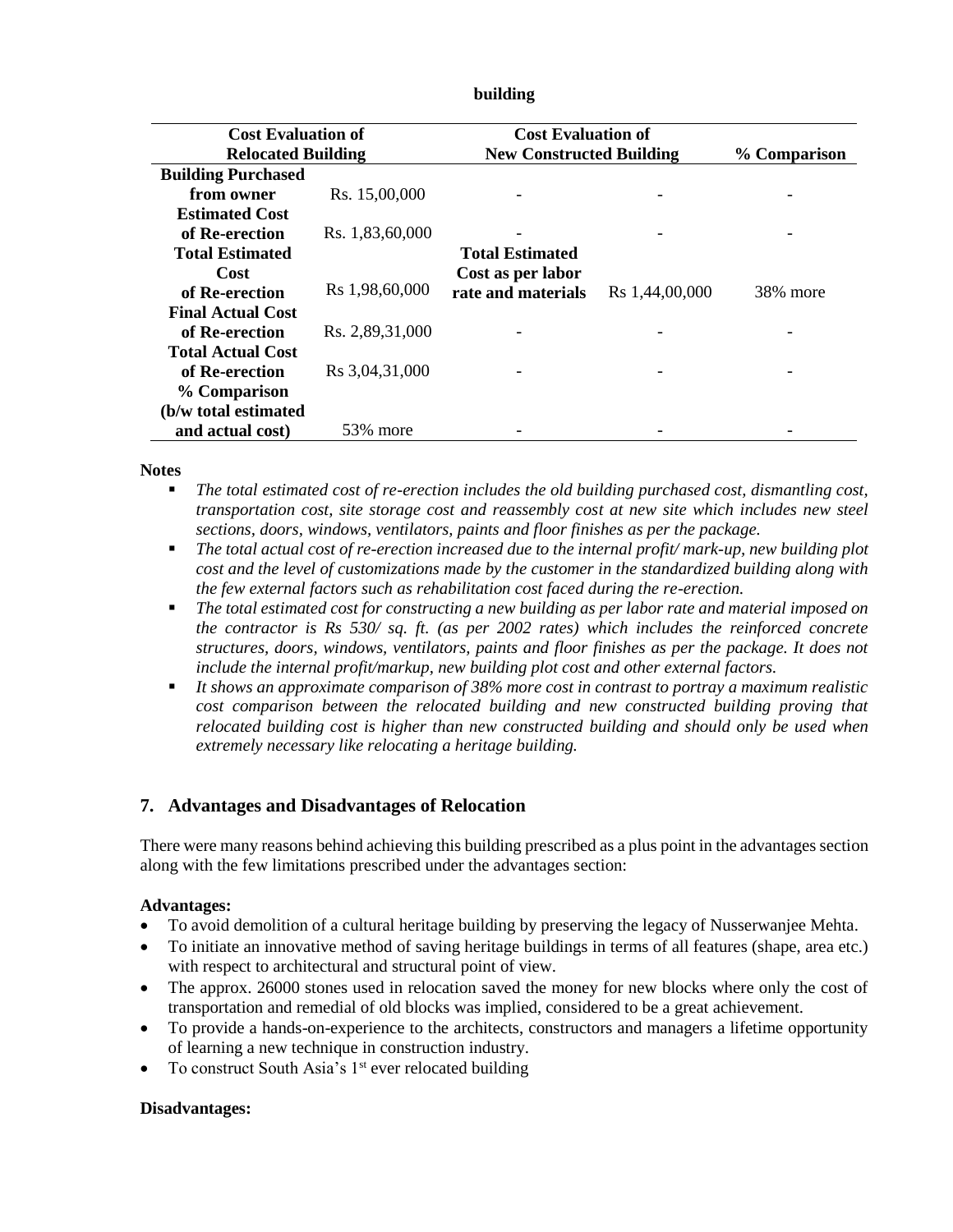building

| Cost Evaluation of Relocated Building | | Cost Evaluation of New Constructed Building | | % Comparison |
|---|---|---|---|---|
| **Building Purchased from owner** | Rs. 15,00,000 | - | - | - |
| **Estimated Cost of Re-erection** | Rs. 1,83,60,000 | - | - | - |
| **Total Estimated Cost of Re-erection** | Rs 1,98,60,000 | **Total Estimated Cost as per labor rate and materials** | Rs 1,44,00,000 | 38% more |
| **Final Actual Cost of Re-erection** | Rs. 2,89,31,000 | - | - | - |
| **Total Actual Cost of Re-erection** | Rs 3,04,31,000 | - | - | - |
| **% Comparison (b/w total estimated and actual cost)** | 53% more | - | - | - |

**Notes**

- *The total estimated cost of re-erection includes the old building purchased cost, dismantling cost, transportation cost, site storage cost and reassembly cost at new site which includes new steel sections, doors, windows, ventilators, paints and floor finishes as per the package.*
- *The total actual cost of re-erection increased due to the internal profit/ mark-up, new building plot cost and the level of customizations made by the customer in the standardized building along with the few external factors such as rehabilitation cost faced during the re-erection.*
- *The total estimated cost for constructing a new building as per labor rate and material imposed on the contractor is Rs 530/ sq. ft. (as per 2002 rates) which includes the reinforced concrete structures, doors, windows, ventilators, paints and floor finishes as per the package. It does not include the internal profit/markup, new building plot cost and other external factors.*
- *It shows an approximate comparison of 38% more cost in contrast to portray a maximum realistic cost comparison between the relocated building and new constructed building proving that relocated building cost is higher than new constructed building and should only be used when extremely necessary like relocating a heritage building.*

## 7. Advantages and Disadvantages of Relocation

There were many reasons behind achieving this building prescribed as a plus point in the advantages section along with the few limitations prescribed under the advantages section:

**Advantages:**

- To avoid demolition of a cultural heritage building by preserving the legacy of Nusserwanjee Mehta.
- To initiate an innovative method of saving heritage buildings in terms of all features (shape, area etc.) with respect to architectural and structural point of view.
- The approx. 26000 stones used in relocation saved the money for new blocks where only the cost of transportation and remedial of old blocks was implied, considered to be a great achievement.
- To provide a hands-on-experience to the architects, constructors and managers a lifetime opportunity of learning a new technique in construction industry.
- To construct South Asia's 1st ever relocated building

**Disadvantages:**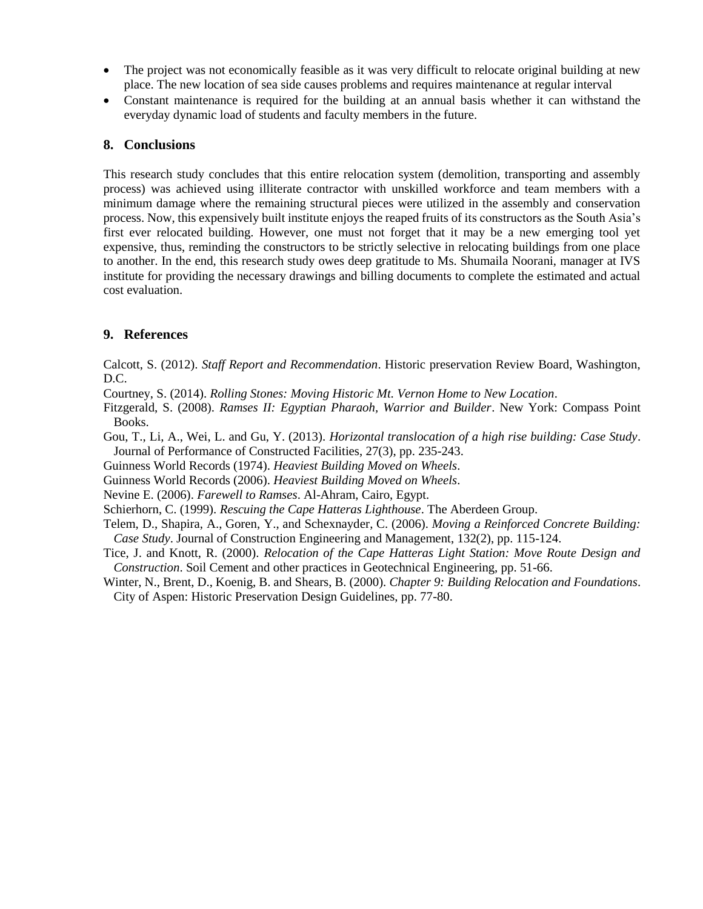- The project was not economically feasible as it was very difficult to relocate original building at new place. The new location of sea side causes problems and requires maintenance at regular interval
- Constant maintenance is required for the building at an annual basis whether it can withstand the everyday dynamic load of students and faculty members in the future.

## 8. Conclusions

This research study concludes that this entire relocation system (demolition, transporting and assembly process) was achieved using illiterate contractor with unskilled workforce and team members with a minimum damage where the remaining structural pieces were utilized in the assembly and conservation process. Now, this expensively built institute enjoys the reaped fruits of its constructors as the South Asia's first ever relocated building. However, one must not forget that it may be a new emerging tool yet expensive, thus, reminding the constructors to be strictly selective in relocating buildings from one place to another. In the end, this research study owes deep gratitude to Ms. Shumaila Noorani, manager at IVS institute for providing the necessary drawings and billing documents to complete the estimated and actual cost evaluation.

## 9. References

Calcott, S. (2012). *Staff Report and Recommendation*. Historic preservation Review Board, Washington, D.C.

Courtney, S. (2014). *Rolling Stones: Moving Historic Mt. Vernon Home to New Location*.

Fitzgerald, S. (2008). *Ramses II: Egyptian Pharaoh, Warrior and Builder*. New York: Compass Point Books.

Gou, T., Li, A., Wei, L. and Gu, Y. (2013). *Horizontal translocation of a high rise building: Case Study*. Journal of Performance of Constructed Facilities, 27(3), pp. 235-243.

Guinness World Records (1974). *Heaviest Building Moved on Wheels*.

Guinness World Records (2006). *Heaviest Building Moved on Wheels*.

Nevine E. (2006). *Farewell to Ramses*. Al-Ahram, Cairo, Egypt.

Schierhorn, C. (1999). *Rescuing the Cape Hatteras Lighthouse*. The Aberdeen Group.

Telem, D., Shapira, A., Goren, Y., and Schexnayder, C. (2006). *Moving a Reinforced Concrete Building: Case Study*. Journal of Construction Engineering and Management, 132(2), pp. 115-124.

Tice, J. and Knott, R. (2000). *Relocation of the Cape Hatteras Light Station: Move Route Design and Construction*. Soil Cement and other practices in Geotechnical Engineering, pp. 51-66.

Winter, N., Brent, D., Koenig, B. and Shears, B. (2000). *Chapter 9: Building Relocation and Foundations*. City of Aspen: Historic Preservation Design Guidelines, pp. 77-80.